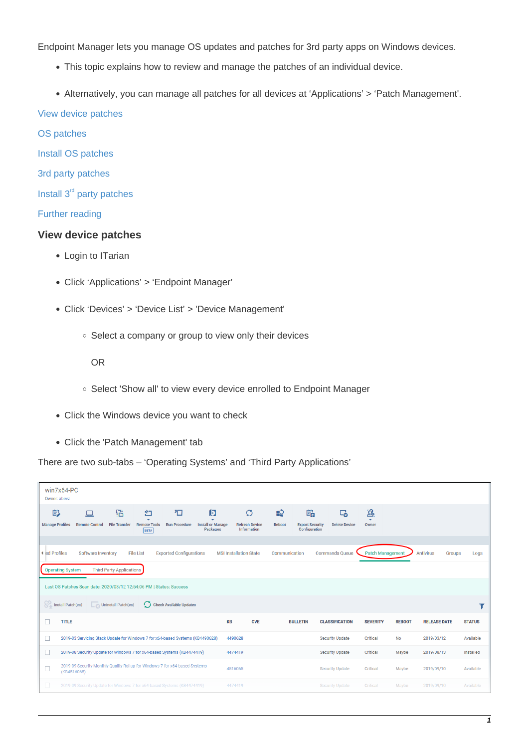Endpoint Manager lets you manage OS updates and patches for 3rd party apps on Windows devices.

- This topic explains how to review and manage the patches of an individual device.
- Alternatively, you can manage all patches for all devices at 'Applications' > 'Patch Management'.

View device patches

OS patches

Install OS patches

3rd party patches

Install 3rd party patches

Further reading

## View device patches

- Login to ITarian
- Click 'Applications' > 'Endpoint Manager'
- Click 'Devices' > 'Device List' > 'Device Management'
    - Select a company or group to view only their devices

      OR

    - Select 'Show all' to view every device enrolled to Endpoint Manager
- Click the Windows device you want to check
- Click the 'Patch Management' tab

There are two sub-tabs – 'Operating Systems' and 'Third Party Applications'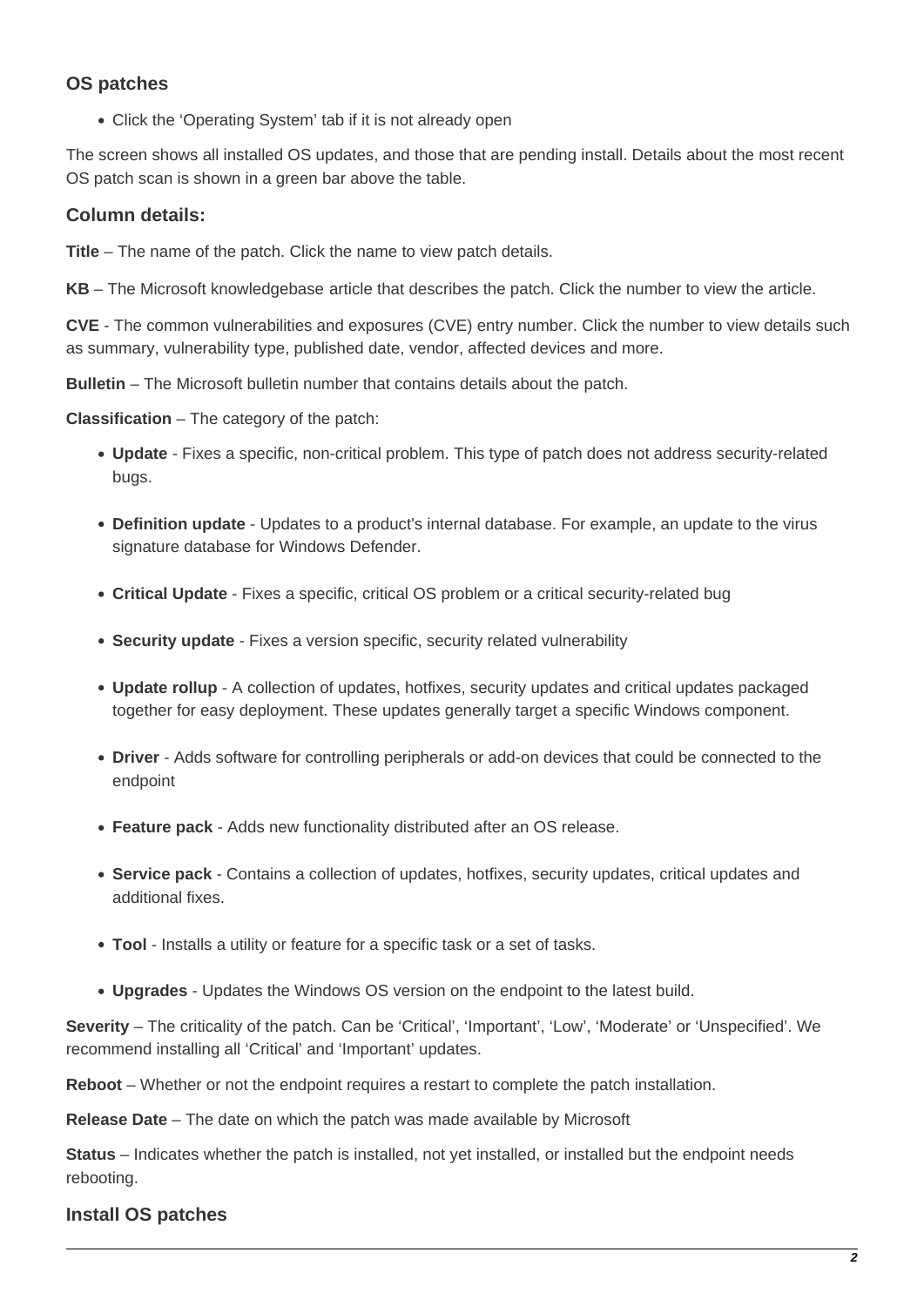### OS patches

- Click the 'Operating System' tab if it is not already open

The screen shows all installed OS updates, and those that are pending install. Details about the most recent OS patch scan is shown in a green bar above the table.

### Column details:

**Title** – The name of the patch. Click the name to view patch details.

**KB** – The Microsoft knowledgebase article that describes the patch. Click the number to view the article.

**CVE** - The common vulnerabilities and exposures (CVE) entry number. Click the number to view details such as summary, vulnerability type, published date, vendor, affected devices and more.

**Bulletin** – The Microsoft bulletin number that contains details about the patch.

**Classification** – The category of the patch:

- **Update** - Fixes a specific, non-critical problem. This type of patch does not address security-related bugs.
- **Definition update** - Updates to a product's internal database. For example, an update to the virus signature database for Windows Defender.
- **Critical Update** - Fixes a specific, critical OS problem or a critical security-related bug
- **Security update** - Fixes a version specific, security related vulnerability
- **Update rollup** - A collection of updates, hotfixes, security updates and critical updates packaged together for easy deployment. These updates generally target a specific Windows component.
- **Driver** - Adds software for controlling peripherals or add-on devices that could be connected to the endpoint
- **Feature pack** - Adds new functionality distributed after an OS release.
- **Service pack** - Contains a collection of updates, hotfixes, security updates, critical updates and additional fixes.
- **Tool** - Installs a utility or feature for a specific task or a set of tasks.
- **Upgrades** - Updates the Windows OS version on the endpoint to the latest build.

**Severity** – The criticality of the patch. Can be 'Critical', 'Important', 'Low', 'Moderate' or 'Unspecified'. We recommend installing all 'Critical' and 'Important' updates.

**Reboot** – Whether or not the endpoint requires a restart to complete the patch installation.

**Release Date** – The date on which the patch was made available by Microsoft

**Status** – Indicates whether the patch is installed, not yet installed, or installed but the endpoint needs rebooting.

### Install OS patches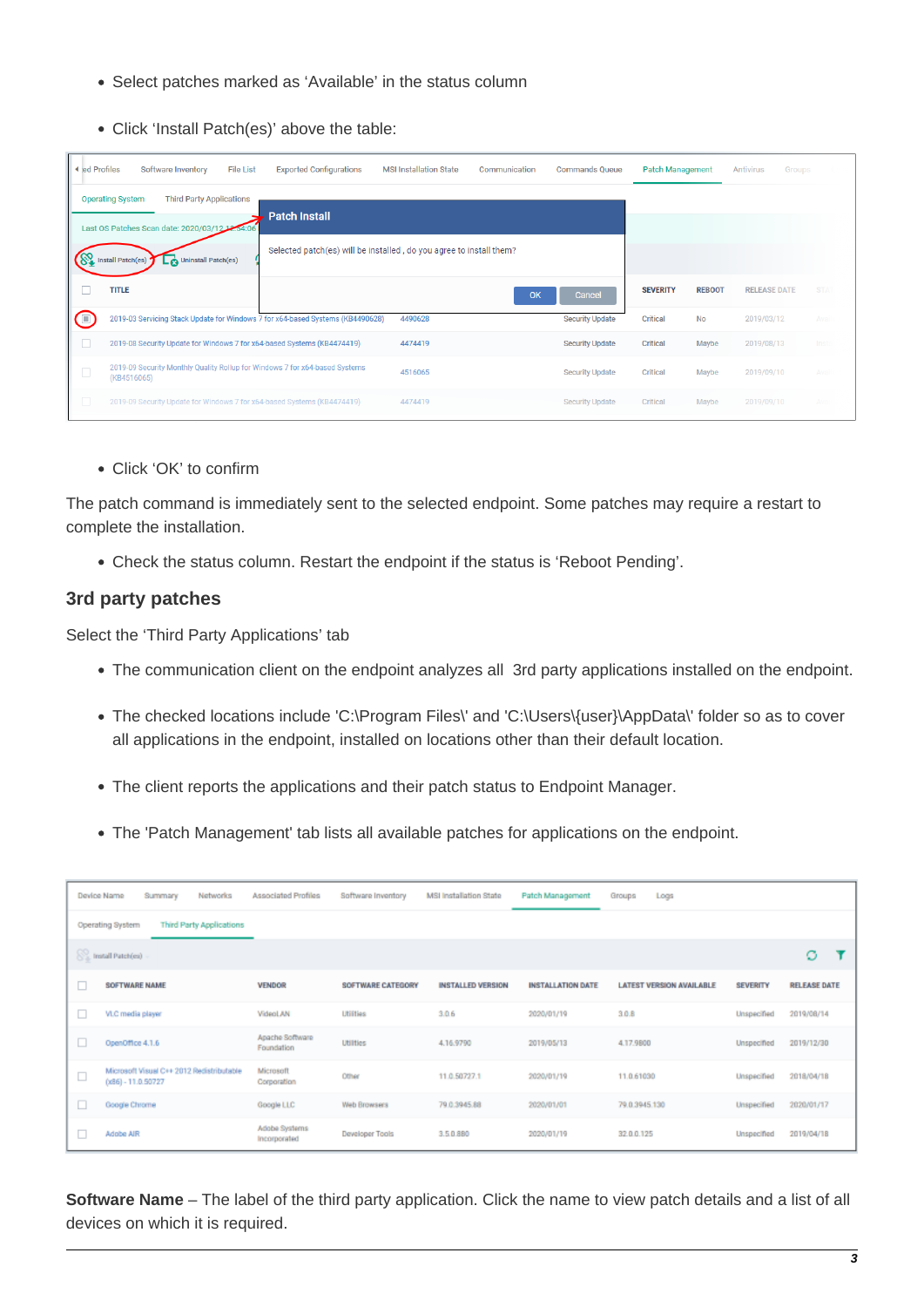- Select patches marked as 'Available' in the status column
- Click 'Install Patch(es)' above the table:

- Click 'OK' to confirm

The patch command is immediately sent to the selected endpoint. Some patches may require a restart to complete the installation.

- Check the status column. Restart the endpoint if the status is 'Reboot Pending'.

## 3rd party patches

Select the 'Third Party Applications' tab

- The communication client on the endpoint analyzes all 3rd party applications installed on the endpoint.
- The checked locations include 'C:\Program Files\' and 'C:\Users\{user}\AppData\' folder so as to cover all applications in the endpoint, installed on locations other than their default location.
- The client reports the applications and their patch status to Endpoint Manager.
- The 'Patch Management' tab lists all available patches for applications on the endpoint.

**Software Name** – The label of the third party application. Click the name to view patch details and a list of all devices on which it is required.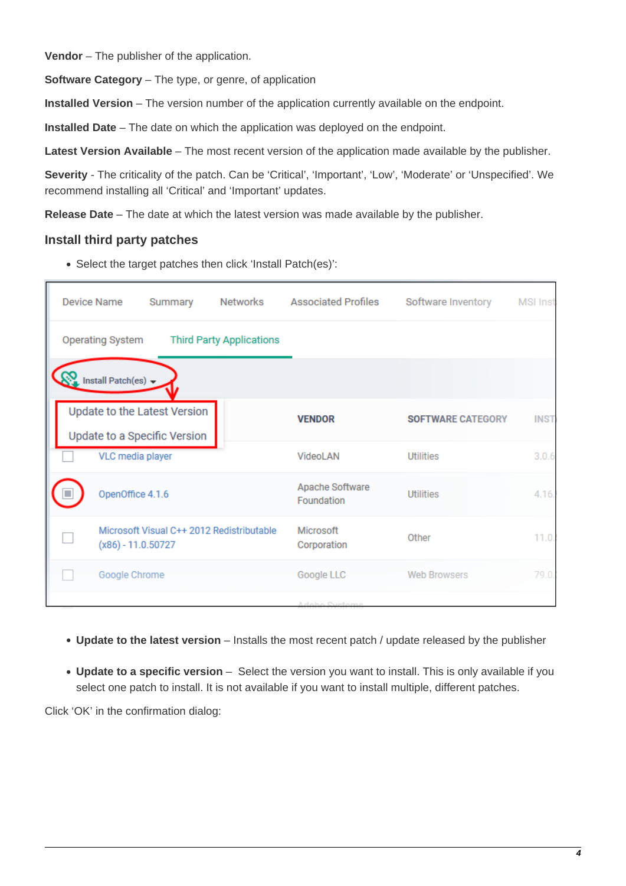**Vendor** – The publisher of the application.

**Software Category** – The type, or genre, of application

**Installed Version** – The version number of the application currently available on the endpoint.

**Installed Date** – The date on which the application was deployed on the endpoint.

**Latest Version Available** – The most recent version of the application made available by the publisher.

**Severity** - The criticality of the patch. Can be 'Critical', 'Important', 'Low', 'Moderate' or 'Unspecified'. We recommend installing all 'Critical' and 'Important' updates.

**Release Date** – The date at which the latest version was made available by the publisher.

## Install third party patches

- Select the target patches then click 'Install Patch(es)':

- **Update to the latest version** – Installs the most recent patch / update released by the publisher
- **Update to a specific version** – Select the version you want to install. This is only available if you select one patch to install. It is not available if you want to install multiple, different patches.

Click 'OK' in the confirmation dialog: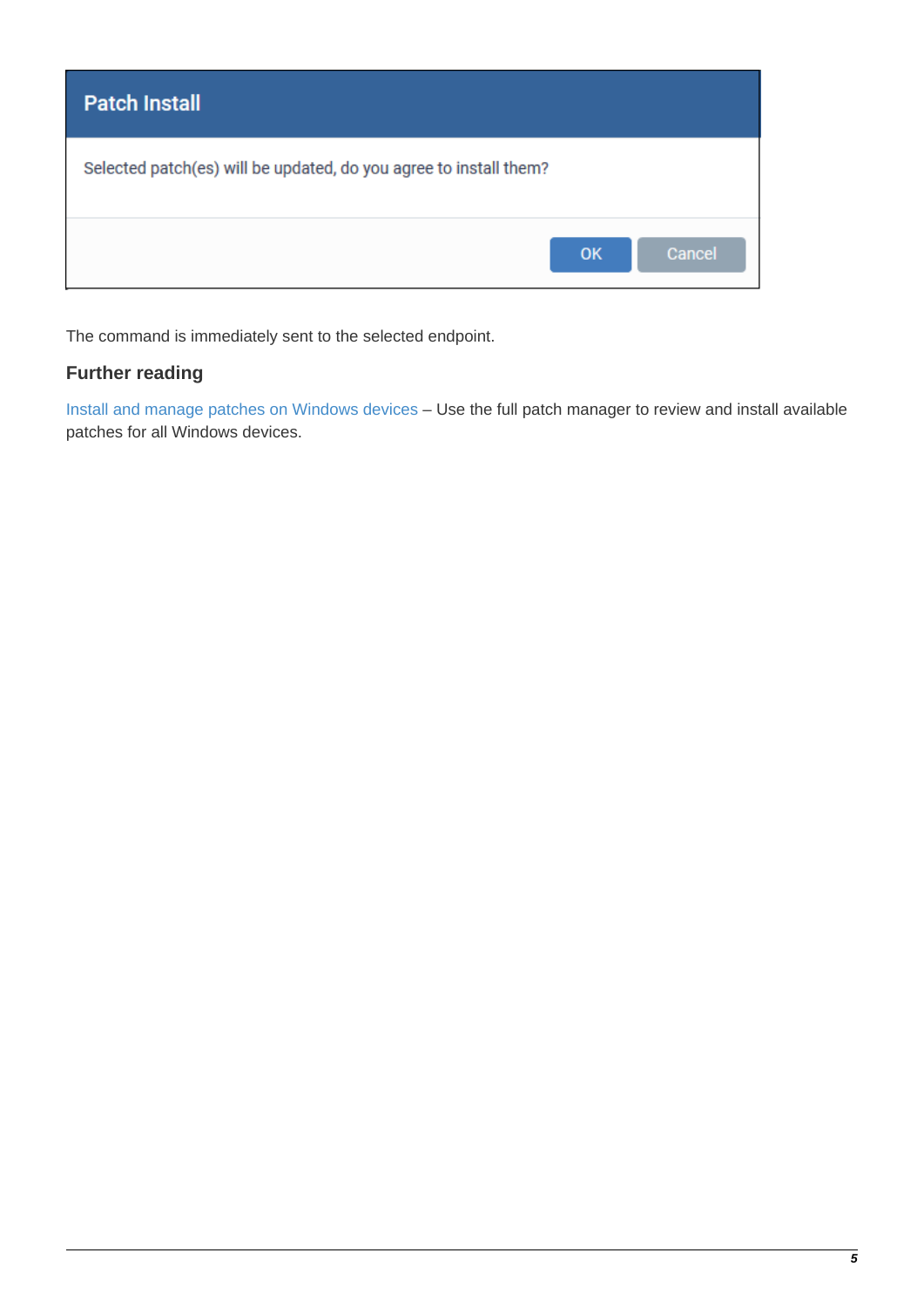The command is immediately sent to the selected endpoint.

### Further reading

Install and manage patches on Windows devices – Use the full patch manager to review and install available patches for all Windows devices.